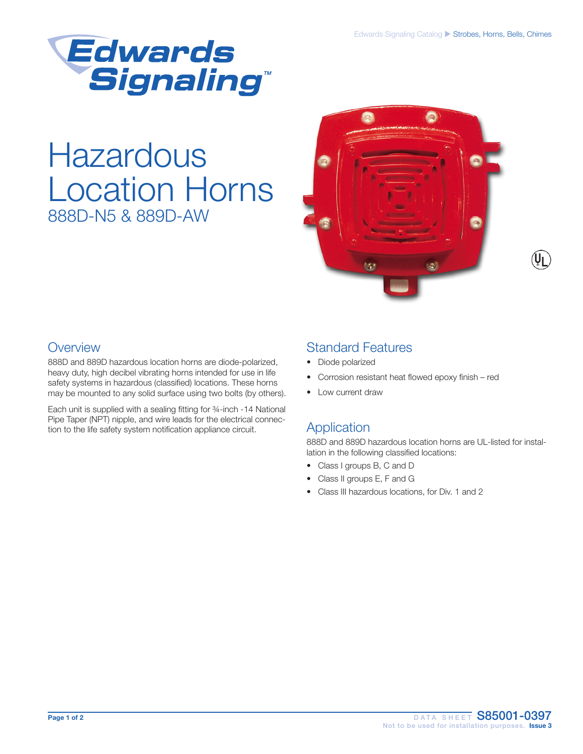Edwards Signaling Catalog ▶ Strobes, Horns, Bells, Chimes

# Hazardous Location Horns

## 888D-N5 & 889D-AW

## Overview

888D and 889D hazardous location horns are diode-polarized, heavy duty, high decibel vibrating horns intended for use in life safety systems in hazardous (classified) locations. These horns may be mounted to any solid surface using two bolts (by others).

Each unit is supplied with a sealing fitting for ¾-inch -14 National Pipe Taper (NPT) nipple, and wire leads for the electrical connection to the life safety system notification appliance circuit.

## Standard Features

- Diode polarized
- Corrosion resistant heat flowed epoxy finish – red
- Low current draw

## Application

888D and 889D hazardous location horns are UL-listed for installation in the following classified locations:

- Class I groups B, C and D
- Class II groups E, F and G
- Class III hazardous locations, for Div. 1 and 2

DATA SHEET S85001-0397
Not to be used for installation purposes. Issue 3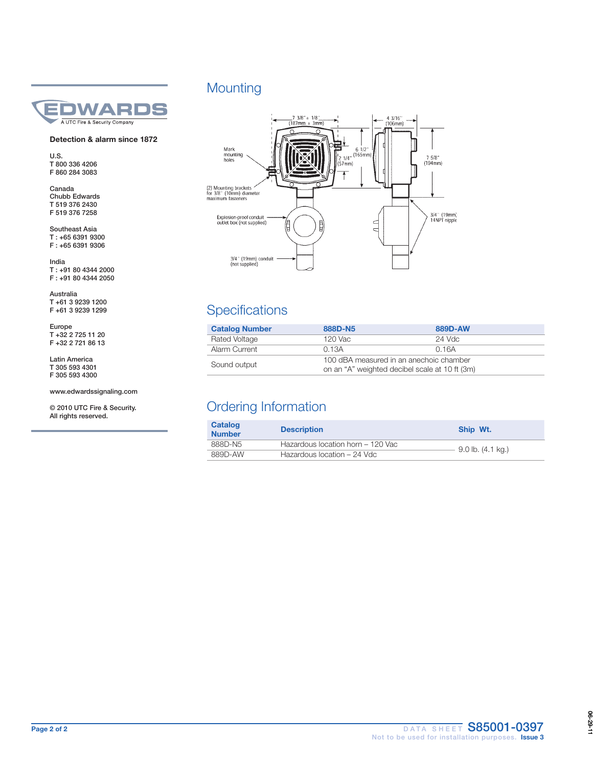EDWARDS
A UTC Fire & Security Company

**Detection & alarm since 1872**

U.S.
T 800 336 4206
F 860 284 3083

Canada
Chubb Edwards
T 519 376 2430
F 519 376 7258

Southeast Asia
T : +65 6391 9300
F : +65 6391 9306

India
T : +91 80 4344 2000
F : +91 80 4344 2050

Australia
T +61 3 9239 1200
F +61 3 9239 1299

Europe
T +32 2 725 11 20
F +32 2 721 86 13

Latin America
T 305 593 4301
F 305 593 4300

www.edwardssignaling.com

© 2010 UTC Fire & Security.
All rights reserved.

## Mounting

7 3/8" ± 1/8" (187mm ± 3mm)
4 3/16" (106mm)
Mark mounting holes
6 1/2" (165mm)
2 1/4" (57mm)
7 5/8" (194mm)
(2) Mounting brackets for 3/8" (10mm) diameter maximum fasteners
Explosion-proof conduit outlet box (not supplied)
3/4" (19mm) 14NPT nipple
3/4" (19mm) conduit (not supplied)

## Specifications

| Catalog Number | 888D-N5 | 889D-AW |
|---|---|---|
| Rated Voltage | 120 Vac | 24 Vdc |
| Alarm Current | 0.13A | 0.16A |
| Sound output | 100 dBA measured in an anechoic chamber on an "A" weighted decibel scale at 10 ft (3m) | |

## Ordering Information

| Catalog Number | Description | Ship Wt. |
|---|---|---|
| 888D-N5 | Hazardous location horn – 120 Vac | 9.0 lb. (4.1 kg.) |
| 889D-AW | Hazardous location – 24 Vdc | |

DATA SHEET S85001-0397
Not to be used for installation purposes. Issue 3

06-29-11